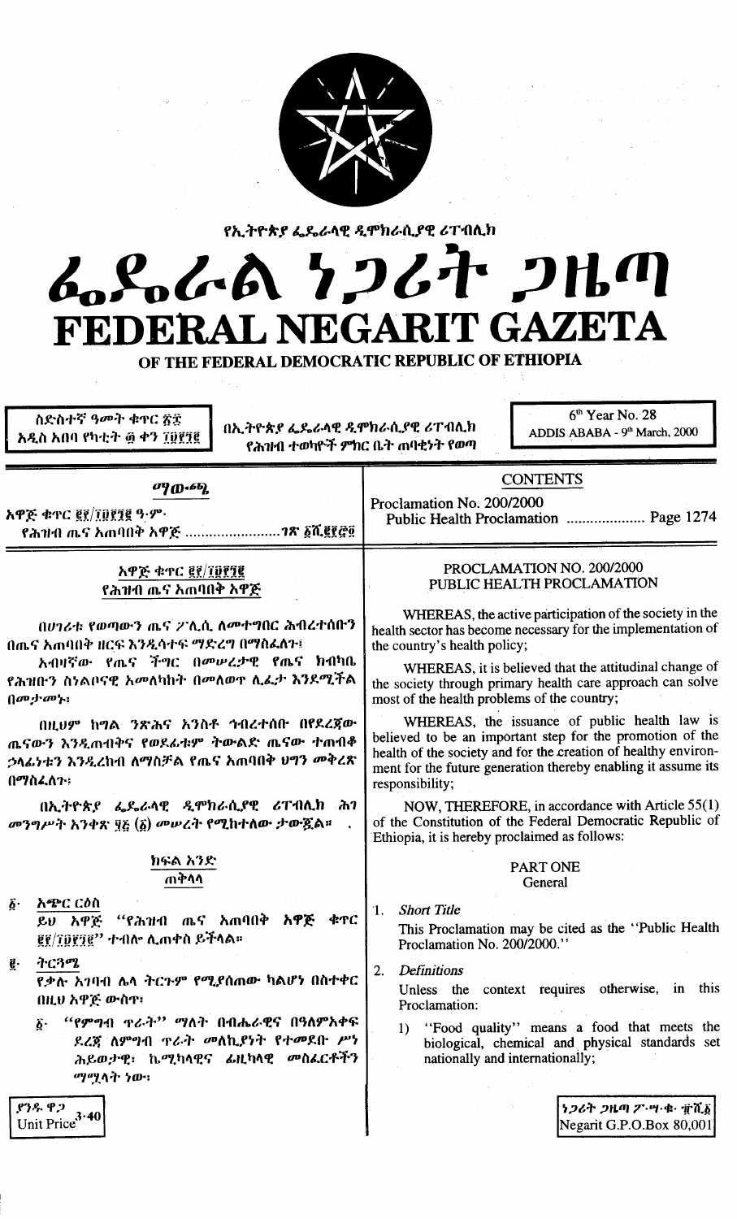የኢትዮጵያ ፌዴራላዊ ዲሞክራሲያዊ ሪፐብሊክ

# ፌዴራል ነጋሪት ጋዜጣ
# FEDERAL NEGARIT GAZETA

OF THE FEDERAL DEMOCRATIC REPUBLIC OF ETHIOPIA

ስድስተኛ ዓመት ቁጥር ፳፰
አዲስ አበባ የካቲት ፴ ቀን ፲፱፻፺፪

በኢትዮጵያ ፌዴራላዊ ዲሞክራሲያዊ ሪፐብሊክ የሕዝብ ተወካዮች ምክር ቤት ጠባቂነት የወጣ

6th Year No. 28
ADDIS ABABA - 9th March, 2000

## ማውጫ

አዋጅ ቁጥር ፪፻/፲፱፻፺፪ ዓ.ም.
የሕዝብ ጤና አጠባበቅ አዋጅ ........................ገጽ ፩ሺ፪፻፸፬

## CONTENTS

Proclamation No. 200/2000
Public Health Proclamation .................... Page 1274

## አዋጅ ቁጥር ፪፻/፲፱፻፺፪
## የሕዝብ ጤና አጠባበቅ አዋጅ

በሀገሪቱ የወጣውን ጤና ፖሊሲ ለመተግበር ሕብረተሰቡን በጤና አጠባበቅ ዘርፍ እንዲሳተፍ ማድረግ በማስፈለጉ፤

አብዛኛው የጤና ችግር በመሠረታዊ የጤና ክብካቤ የሕዝቡን ስለልቦናዊ አመለካከት በመለወጥ ሊፈታ እንደሚችል በመታመኑ፤

በዚህም ከግል ንጽሕና አንስቶ ኅብረተሰቡ በየደረጃው ጤናውን እንዲጠብቅና የወደፊቱም ትውልድ ጤናው ተጠብቆ ኃላፊነቱን እንዲረከብ ለማስቻል የጤና አጠባበቅ ህግን መቅረጽ በማስፈለጉ፤

በኢትዮጵያ ፌዴራላዊ ዲሞክራሲያዊ ሪፐብሊክ ሕገ መንግሥት አንቀጽ ፶፭ (፩) መሠረት የሚከተለው ታውጇል።

### ክፍል አንድ
### ጠቅላላ

፩· አጭር ርዕስ

ይህ አዋጅ "የሕዝብ ጤና አጠባበቅ አዋጅ ቁጥር ፪፻/፲፱፻፺፪" ተብሎ ሊጠቀስ ይችላል።

፪· ትርጓሜ

የቃሉ አገባብ ሌላ ትርጉም የሚያሰጠው ካልሆነ በስተቀር በዚህ አዋጅ ውስጥ፤

፩· "የምግብ ጥራት" ማለት በብሔራዊና በዓለምአቀፍ ደረጃ ለምግብ ጥራት መለኪያነት የተወደቡ ሥነ ሕይወታዊ፣ ኬሚካላዊና ፊዚካላዊ መስፈርቶችን ማሟላት ነው፤

## PROCLAMATION NO. 200/2000
## PUBLIC HEALTH PROCLAMATION

WHEREAS, the active participation of the society in the health sector has become necessary for the implementation of the country's health policy;

WHEREAS, it is believed that the attitudinal change of the society through primary health care approach can solve most of the health problems of the country;

WHEREAS, the issuance of public health law is believed to be an important step for the promotion of the health of the society and for the creation of healthy environment for the future generation thereby enabling it assume its responsibility;

NOW, THEREFORE, in accordance with Article 55(1) of the Constitution of the Federal Democratic Republic of Ethiopia, it is hereby proclaimed as follows:

### PART ONE
### General

1. *Short Title*

This Proclamation may be cited as the "Public Health Proclamation No. 200/2000."

2. *Definitions*

Unless the context requires otherwise, in this Proclamation:

1) "Food quality" means a food that meets the biological, chemical and physical standards set nationally and internationally;

ያንዱ ዋጋ
Unit Price 3.40

ነጋሪት ጋዜጣ ፖ·ሣ·ቁ· ፹ሺ፩
Negarit G.P.O.Box 80,001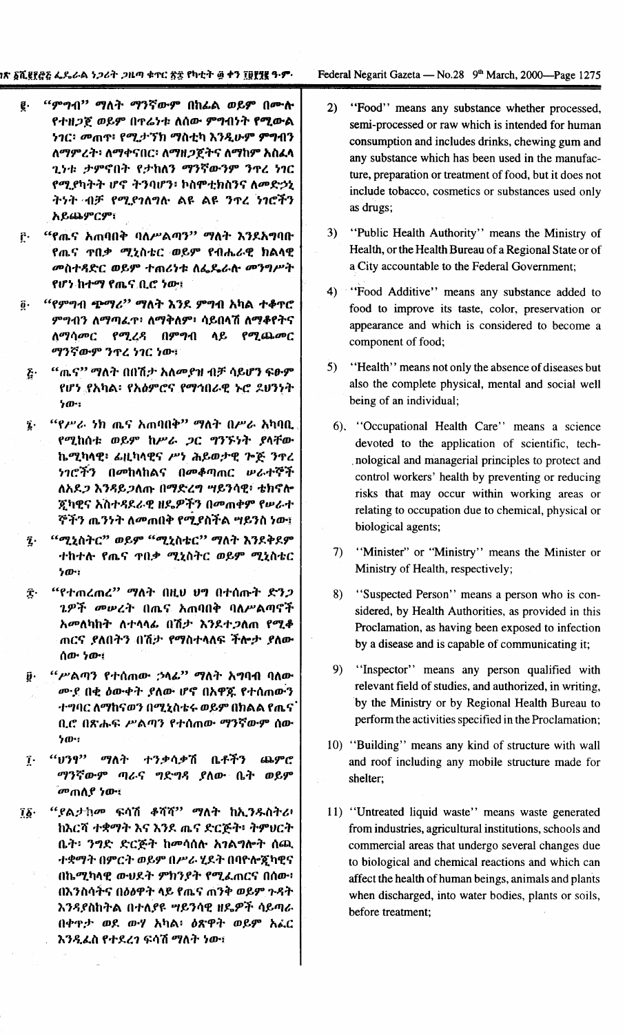፪· "ምግብ" ማለት ማንኛውም በከፊል ወይም በሙሉ የተዘጋጀ ወይም በጥሬነቱ ለሰው ምግብነት የሚውል ነገር፣ መጠጥ፣ የሚታኘክ ማስቲካ እንዲሁም ምግብን ለማምረት፣ ለማቀናበር፣ ለማዘጋጀትና ለማከም አስፈላጊነቱ ታምኖበት የታከለን ማንኛውንም ንጥረ ነገር የሚያካትት ሆኖ ትንባሆን፣ ኮስሞቲክስንና ለመድኃኒትነት ብቻ የሚያገለግሉ ልዩ ልዩ ንጥረ ነገሮችን አይጨምርም፤

፫· "የጤና አጠባበቅ ባለሥልጣን" ማለት እንደአግባቡ የጤና ጥበቃ ሚኒስቴር ወይም የብሔራዊ ክልላዊ መስተዳድር ወይም ተጠሪነቱ ለፌዴራሉ መንግሥት የሆነ ከተማ የጤና ቢሮ ነው፤

፬· "የምግብ ጭማሪ" ማለት እንደ ምግብ አካል ተቆጥሮ ምግብን ለማጣፈጥ፣ ለማቅለም፣ ሳይበላሽ ለማቆየትና ለማሳመር የሚረዳ በምግብ ላይ የሚጨመር ማንኛውም ንጥረ ነገር ነው፤

፭· "ጤና" ማለት በበሽታ አለመያዝ ብቻ ሳይሆን ፍፁም የሆነ የአካል፣ የአዕምሮና የማኅበራዊ ኑሮ ደህንነት ነው፤

፮· "የሥራ ነክ ጤና አጠባበቅ" ማለት በሥራ አካባቢ የሚከሰቱ ወይም ከሥራ ጋር ግንኙነት ያላቸው ኬሚካላዊ፣ ፊዚካላዊና ሥነ ሕይወታዊ ጐጂ ንጥረ ነገሮችን በመከላከልና በመቆጣጠር ሠራተኞች ለአደጋ እንዳይጋለጡ በማድረግ ሣይንሳዊ፣ ቴክኖሎጂካዊና አስተዳደራዊ ዘዴዎችን በመጠቀም የሠራተኞችን ጤንነት ለመጠበቅ የሚያስችል ሣይንስ ነው፤

፯· "ሚኒስትር" ወይም "ሚኒስቴር" ማለት እንደቅደም ተከተሉ የጤና ጥበቃ ሚኒስትር ወይም ሚኒስቴር ነው፤

፰· "የተጠረጠረ" ማለት በዚህ ህግ በተሰጡት ድንጋጌዎች መሠረት በጤና አጠባበቅ ባለሥልጣኖች አመለካከት ለተላላፊ በሽታ እንደተጋለጠ የሚቆጠርና ያለበትን በሽታ የማስተላለፍ ችሎታ ያለው ሰው ነው፤

፱· "ሥልጣን የተሰጠው ኃላፊ" ማለት አግባብ ባለው ሙያ በቂ ዕውቀት ያለው ሆኖ በአዋጁ የተሰጠውን ተግባር ለማከናወን በሚኒስቴሩ ወይም በክልል የጤና ቢሮ በጽሑፍ ሥልጣን የተሰጠው ማንኛውም ሰው ነው፤

፲· "ህንፃ" ማለት ተንቀሳቃሽ ቤቶችን ጨምሮ ማንኛውም ጣራና ግድግዳ ያለው ቤት ወይም መጠለያ ነው፤

፲፩· "ያልታከመ ፍሳሽ ቆሻሻ" ማለት ከኢንዱስትሪ፣ ከእርሻ ተቋማት እና እንደ ጤና ድርጅት፣ ትምህርት ቤት፣ ንግድ ድርጅት ከመሳሰሉ አገልግሎት ሰጪ ተቋማት በምርት ወይም በሥራ ሂደት በባዮሎጂካዊና በኬሚካላዊ ውህደት ምክንያት የሚፈጠርና በሰው፣ በእንስሳትና በዕፅዋት ላይ የጤና ጠንቅ ወይም ጉዳት እንዳያስከትል በተለያዩ ሣይንሳዊ ዘዴዎች ሳይጣራ በቀጥታ ወደ ውሃ አካል፣ ዕጽዋት ወይም አፈር እንዲፈስ የተደረገ ፍሳሽ ማለት ነው፤

2) "Food" means any substance whether processed, semi-processed or raw which is intended for human consumption and includes drinks, chewing gum and any substance which has been used in the manufacture, preparation or treatment of food, but it does not include tobacco, cosmetics or substances used only as drugs;

3) "Public Health Authority" means the Ministry of Health, or the Health Bureau of a Regional State or of a City accountable to the Federal Government;

4) "Food Additive" means any substance added to food to improve its taste, color, preservation or appearance and which is considered to become a component of food;

5) "Health" means not only the absence of diseases but also the complete physical, mental and social well being of an individual;

6) "Occupational Health Care" means a science devoted to the application of scientific, technological and managerial principles to protect and control workers' health by preventing or reducing risks that may occur within working areas or relating to occupation due to chemical, physical or biological agents;

7) "Minister" or "Ministry" means the Minister or Ministry of Health, respectively;

8) "Suspected Person" means a person who is considered, by Health Authorities, as provided in this Proclamation, as having been exposed to infection by a disease and is capable of communicating it;

9) "Inspector" means any person qualified with relevant field of studies, and authorized, in writing, by the Ministry or by Regional Health Bureau to perform the activities specified in the Proclamation;

10) "Building" means any kind of structure with wall and roof including any mobile structure made for shelter;

11) "Untreated liquid waste" means waste generated from industries, agricultural institutions, schools and commercial areas that undergo several changes due to biological and chemical reactions and which can affect the health of human beings, animals and plants when discharged, into water bodies, plants or soils, before treatment;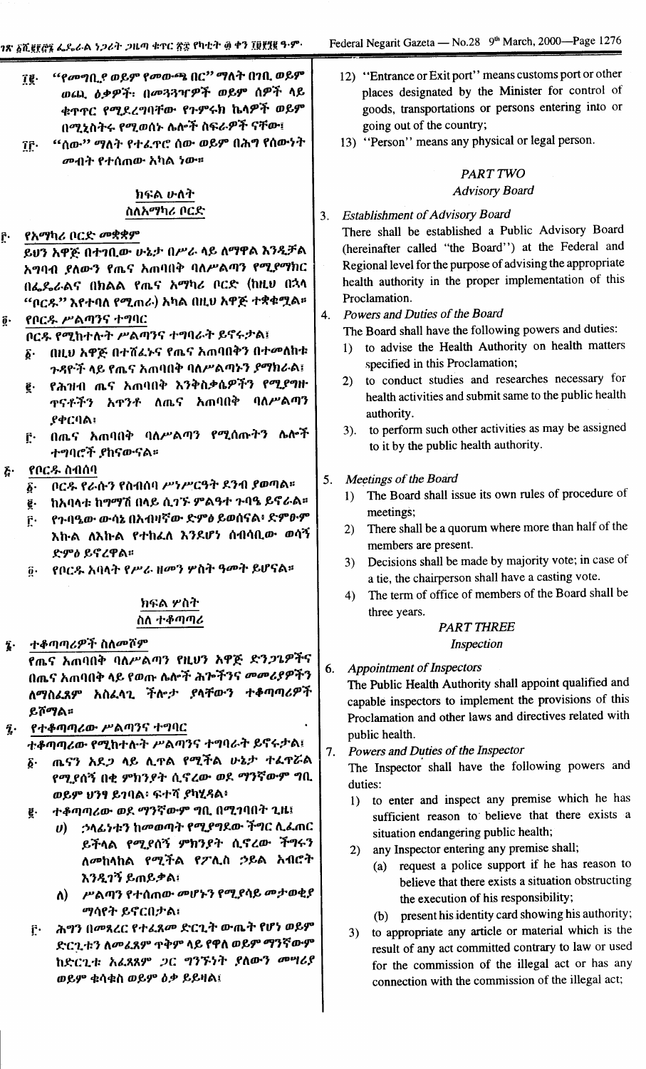፲፪· "የመግቢያ ወይም የመውጫ በር" ማለት በገቢ ወይም ወጪ ዕቃዎች፣ በመጓጓዣዎች ወይም ሰዎች ላይ ቁጥጥር የሚደረግባቸው የጉምሩክ ኬላዎች ወይም በሚኒስትሩ የሚወሰኑ ሌሎች ስፍራዎች ናቸው፤

፲፫· "ሰው" ማለት የተፈጥሮ ሰው ወይም በሕግ የሰውነት መብት የተሰጠው አካል ነው።

## ክፍል ሁለት
## ስለአማካሪ ቦርድ

፫· **የአማካሪ ቦርድ መቋቋም**

ይህን አዋጅ በተገቢው ሁኔታ በሥራ ላይ ለማዋል እንዲቻል አግባብ ያለውን የጤና አጠባበቅ ባለሥልጣን የሚያማክር በፌዴራልና በክልል የጤና አማካሪ ቦርድ (ከዚህ በኋላ "ቦርዱ" እየተባለ የሚጠራ) አካል በዚህ አዋጅ ተቋቁሟል።

፬· **የቦርዱ ሥልጣንና ተግባር**

ቦርዱ የሚከተሉት ሥልጣንና ተግባራት ይኖሩታል፤

፩· በዚህ አዋጅ በተሸፈኑና የጤና አጠባበቅን በተመለከቱ ጉዳዮች ላይ የጤና አጠባበቅ ባለሥልጣኑን ያማክራል፤

፪· የሕዝብ ጤና አጠባበቅ እንቅስቃሴዎችን የሚያግዙ ጥናቶችን አጥንቶ ለጤና አጠባበቅ ባለሥልጣን ያቀርባል፤

፫· በጤና አጠባበቅ ባለሥልጣኑ የሚሰጡትን ሌሎች ተግባሮች ያከናውናል።

፭· **የቦርዱ ስብሰባ**

፩· ቦርዱ የራሱን የስብሰባ ሥነሥርዓት ደንብ ያወጣል።

፪· ከአባላቱ ከግማሽ በላይ ሲገኙ ምልዓተ ጉባዔ ይኖራል።

፫· የጉባዔው ውሳኔ በአብዛኛው ድምፅ ይወሰናል፤ ድምፁም እኩል ለእኩል የተከፈለ እንደሆነ ሰብሳቢው ወሳኝ ድምፅ ይኖረዋል።

፬· የቦርዱ አባላት የሥራ ዘመን ሦስት ዓመት ይሆናል።

## ክፍል ሦስት
## ስለ ተቆጣጣሪ

፮· **ተቆጣጣሪዎች ስለመሾም**

የጤና አጠባበቅ ባለሥልጣን የዚህን አዋጅ ድንጋጌዎችና በጤና አጠባበቅ ላይ የወጡ ሌሎች ሕጎችንና መመሪያዎችን ለማስፈጸም አስፈላጊ ችሎታ ያላቸውን ተቆጣጣሪዎች ይሾማል።

፯· **የተቆጣጣሪው ሥልጣንና ተግባር**

ተቆጣጣሪው የሚከተሉት ሥልጣንና ተግባራት ይኖሩታል፤

፩· ጤናን አደጋ ላይ ሊጥል የሚችል ሁኔታ ተፈጥሯል የሚያሰኝ በቂ ምክንያት ሲኖረው ወደ ማንኛውም ግቢ ወይም ህንፃ ይገባል፣ ፍተሻ ያካሂዳል፤

፪· ተቆጣጣሪው ወደ ማንኛውም ግቢ በሚገባበት ጊዜ፤

ሀ) ኃላፊነቱን ከመወጣት የሚያግደው ችግር ሊፈጠር ይችላል የሚያሰኝ ምክንያት ሲኖረው ችግሩን ለመከላከል የሚችል የፖሊስ ኃይል እርዳታ እንዲገኝ ይጠይቃል፤

ለ) ሥልጣን የተሰጠው መሆኑን የሚያሳይ መታወቂያ ማስረጃ ያቀርባል፤

፫· ሕግን በመጻረር የተፈጸመ ድርጊት ውጤት የሆነ ወይም ድርጊቱን ለመፈጸም ጥቅም ላይ የዋለ ወይም ማንኛውም ከድርጊቱ አፈጻጸም ጋር ግንኙነት ያለውን መሣሪያ ወይም ቁሳቁስ ወይም ዕቃ ይይዛል፤

12) "Entrance or Exit port" means customs port or other places designated by the Minister for control of goods, transportations or persons entering into or going out of the country;

13) "Person" means any physical or legal person.

## *PART TWO*
## *Advisory Board*

3. *Establishment of Advisory Board*

There shall be established a Public Advisory Board (hereinafter called "the Board") at the Federal and Regional level for the purpose of advising the appropriate health authority in the proper implementation of this Proclamation.

4. *Powers and Duties of the Board*

The Board shall have the following powers and duties:

1) to advise the Health Authority on health matters specified in this Proclamation;

2) to conduct studies and researches necessary for health activities and submit same to the public health authority.

3). to perform such other activities as may be assigned to it by the public health authority.

5. *Meetings of the Board*

1) The Board shall issue its own rules of procedure of meetings;

2) There shall be a quorum where more than half of the members are present.

3) Decisions shall be made by majority vote; in case of a tie, the chairperson shall have a casting vote.

4) The term of office of members of the Board shall be three years.

## *PART THREE*
## *Inspection*

6. *Appointment of Inspectors*

The Public Health Authority shall appoint qualified and capable inspectors to implement the provisions of this Proclamation and other laws and directives related with public health.

7. *Powers and Duties of the Inspector*

The Inspector shall have the following powers and duties:

1) to enter and inspect any premise which he has sufficient reason to believe that there exists a situation endangering public health;

2) any Inspector entering any premise shall;

(a) request a police support if he has reason to believe that there exists a situation obstructing the execution of his responsibility;

(b) present his identity card showing his authority;

3) to appropriate any article or material which is the result of any act committed contrary to law or used for the commission of the illegal act or has any connection with the commission of the illegal act;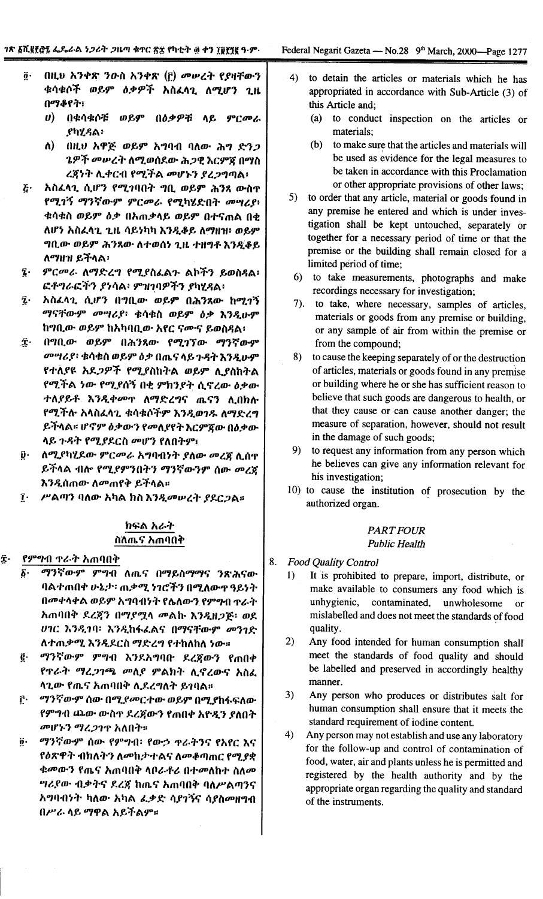፬· በዚህ አንቀጽ ንዑስ አንቀጽ (፫) መሠረት የያዛቸውን ቁሳቁሶች ወይም ዕቃዎች አስፈላጊ ለሆነ ጊዜ በማቆየት፣

ሀ) በቁሳቁሶቹ ወይም በዕቃዎቹ ላይ ምርመራ ያካሂዳል፣

ለ) በዚህ አዋጅ ወይም አግባብ ባለው ሕግ ድንጋጌዎች መሠረት ለሚወሰደው ሕጋዊ እርምጃ በማስረጃነት ሊቀርብ የሚችል መሆኑን ያረጋግጣል፣

፭· አስፈላጊ ሲሆን የሚገባበት ግቢ ወይም ሕንጻ ውስጥ የሚገኝ ማንኛውም ምርመራ የሚካሄድበት መሣሪያ፣ ቁሳቁስ ወይም ዕቃ በአጠቃላይ ወይም በተናጠል በቂ ለሆነ አስፈላጊ ጊዜ ሳይነካካ እንዲቆይ ለማዘዝ፣ ወይም ግቢው ወይም ሕንጻው ለተወሰነ ጊዜ ተዘግቶ እንዲቆይ ለማዘዝ ይችላል፣

፮· ምርመራ ለማድረግ የሚያስፈልጉ ልኬቶችን ይወስዳል፣ ፎቶግራፎችን ያነሳል፣ ምዝገባዎችን ያካሂዳል፣

፯· አስፈላጊ ሲሆን በግቢው ወይም በሕንጻው ከሚገኝ ማናቸውም መሣሪያ፣ ቁሳቁስ ወይም ዕቃ እንዲሁም ከግቢው ወይም ከአካባቢው አየር ናሙና ይወስዳል፣

፰· በግቢው ወይም በሕንጻው የሚገኘው ማንኛውም መሣሪያ፣ ቁሳቁስ ወይም ዕቃ በጤና ላይ ጉዳት እንዲሁም የተለያዩ አደጋዎች የሚያስከትል ወይም ሊያስከትል የሚችል ነው የሚያሰኝ በቂ ምክንያት ሲኖረው ዕቃው ተለይቶ እንዲቀመጥ ለማድረግና ጤናን ሊበክሉ የሚችሉ አላስፈላጊ ቁሳቁሶችም እንዲወገዱ ለማድረግ ይችላል። ሆኖም ዕቃውን የመለያየት እርምጃው በዕቃው ላይ ጉዳት የሚያደርስ መሆን የለበትም፣

፱· ለሚካሄደው ምርመራ አግባብነት ያለው መረጃ ሊሰጥ ይችላል ብሎ የሚያምንበትን ማንኛውንም ሰው መረጃ እንዲሰጠው ለመጠየቅ ይችላል።

፲· ሥልጣን ባለው አካል ክስ እንዲመሠረት ያደርጋል።

## ክፍል አራት
## ስለጤና አጠባበቅ

፰· **የምግብ ጥራት አጠባበቅ**

፩· ማንኛውም ምግብ ለጤና በማይስማማና ንጽሕናው ባልተጠበቀ ሁኔታ፣ ጠቃሚ ነገሮችን በሚለውጥ ዓይነት በመቀላቀል ወይም አግባብነት የሌለውን የምግብ ጥራት አጠባበቅ ደረጃን በማያሟላ መልኩ እንዲዘጋጅ፣ ወደ ሀገር እንዲገባ፣ እንዲከፋፈልና በማናቸውም መንገድ ለተጠቃሚ እንዲደርስ ማድረግ የተከለከለ ነው።

፪· ማንኛውም ምግብ እንደአግባቡ ደረጃውን የጠበቀ የጥራት ማረጋገጫ መለያ ምልክት ሊኖረውና አስፈላጊው የጤና አጠባበቅ ሊደረግለት ይገባል።

፫· ማንኛውም ሰው በሚያመርተው ወይም በሚከፋፍለው የምግብ ጨው ውስጥ ደረጃውን የጠበቀ አዮዲን ያለበት መሆኑን ማረጋገጥ አለበት።

፬· ማንኛውም ሰው የምግብ፣ የውኃ ጥራትንና የአየር እና የዕጽዋት ብክለትን ለመከታተልና ለመቆጣጠር የሚያቋቁመውን የጤና አጠባበቅ ላቦራቶሪ በተመለከተ ስለመሣሪያው ብቃትና ደረጃ ከጤና አጠባበቅ ባለሥልጣንና አግባብነት ካለው አካል ፈቃድ ሳያገኝና ሳያስመዘግብ በሥራ ላይ ማዋል አይችልም።

4) to detain the articles or materials which he has appropriated in accordance with Sub-Article (3) of this Article and;

(a) to conduct inspection on the articles or materials;

(b) to make sure that the articles and materials will be used as evidence for the legal measures to be taken in accordance with this Proclamation or other appropriate provisions of other laws;

5) to order that any article, material or goods found in any premise he entered and which is under investigation shall be kept untouched, separately or together for a necessary period of time or that the premise or the building shall remain closed for a limited period of time;

6) to take measurements, photographs and make recordings necessary for investigation;

7). to take, where necessary, samples of articles, materials or goods from any premise or building, or any sample of air from within the premise or from the compound;

8) to cause the keeping separately of or the destruction of articles, materials or goods found in any premise or building where he or she has sufficient reason to believe that such goods are dangerous to health, or that they cause or can cause another danger; the measure of separation, however, should not result in the damage of such goods;

9) to request any information from any person which he believes can give any information relevant for his investigation;

10) to cause the institution of prosecution by the authorized organ.

## *PART FOUR*
## *Public Health*

8. *Food Quality Control*

1) It is prohibited to prepare, import, distribute, or make available to consumers any food which is unhygienic, contaminated, unwholesome or mislabelled and does not meet the standards of food quality.

2) Any food intended for human consumption shall meet the standards of food quality and should be labelled and preserved in accordingly healthy manner.

3) Any person who produces or distributes salt for human consumption shall ensure that it meets the standard requirement of iodine content.

4) Any person may not establish and use any laboratory for the follow-up and control of contamination of food, water, air and plants unless he is permitted and registered by the health authority and by the appropriate organ regarding the quality and standard of the instruments.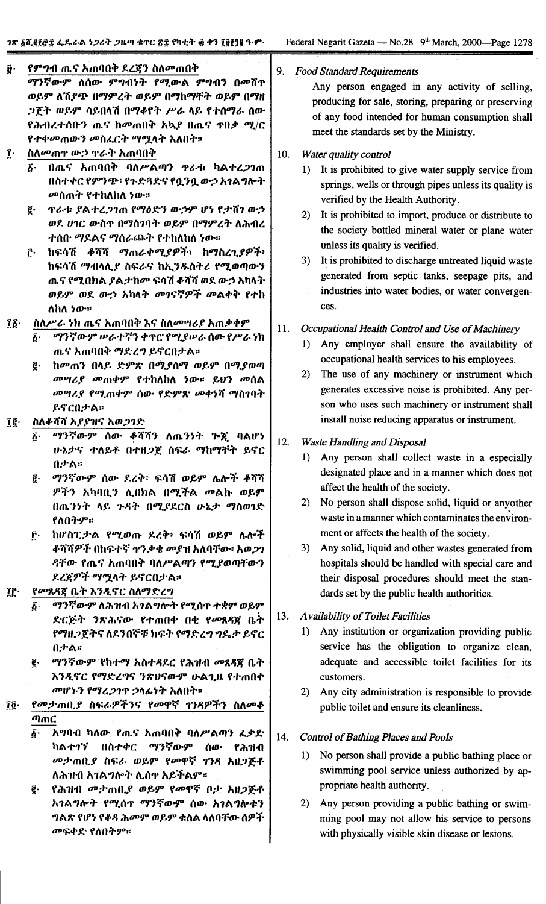፱· የምግብ ጤና አጠባበቅ ደረጃን ስለመጠበቅ

ማንኛውም ለሰው ምግብነት የሚውል ምግብን በመሸጥ ወይም ለሽያጭ በማምረት ወይም በማከማቸት ወይም በማዘጋጀት ወይም ሳይበላሽ በማቆየት ሥራ ላይ የተሰማራ ሰው የሕብረተሰቡን ጤና ከመጠበቅ አኳያ በጤና ጥበቃ ሚ/ር የተቀመጠውን መስፈርት ማሟላት አለበት።

፲· ስለመጠጥ ውኃ ጥራት አጠባበቅ

፩· በጤና አጠባበቅ ባለሥልጣን ጥራቱ ካልተረጋገጠ በስተቀር የምንጭ፣ የጉድጓድና የቧንቧ ውኃ አገልግሎት መስጠት የተከለከለ ነው።

፪· ጥራቱ ያልተረጋገጠ የማዕድን ውኃም ሆነ የታሸገ ውኃ ወደ ሀገር ውስጥ በማስገባት ወይም በማምረት ለሕብረተሰቡ ማደልና ማሰራጨት የተከለከለ ነው።

፫· ከፍሳሽ ቆሻሻ ማጠራቀሚያዎች፣ ከማስረጊያዎች፣ ከፍሳሽ ማብላሊያ ስፍራና ከኢንዱስትሪ የሚወጣውን ጤና የሚበክል ያልታከመ ፍሳሽ ቆሻሻ ወደ ውኃ አካላት ወይም ወደ ውኃ አካላት መገናኛዎች መልቀቅ የተከለከለ ነው።

፲፩· ስለሥራ ነክ ጤና አጠባበቅ እና ስለመሣሪያ አጠቃቀም

፩· ማንኛውም ሠራተኛን ቀጥሮ የሚያሠራ ሰው የሥራ ነክ ጤና አጠባበቅ ማድረግ ይኖርበታል።

፪· ከመጠን በላይ ድምጽ በሚያሰማ ወይም በሚያወጣ መሣሪያ መጠቀም የተከለከለ ነው። ይህን መሰል መሣሪያ የሚጠቀም ሰው የድምጽ መቀነሻ ማስገባት ይኖርበታል።

፲፪· ስለቆሻሻ አያያዝና አወጋገድ

፩· ማንኛውም ሰው ቆሻሻን ለጤንነት ጉጂ ባልሆነ ሁኔታና ተለይቶ በተዘጋጀ ስፍራ ማከማቸት ይኖርበታል።

፪· ማንኛውም ሰው ደረቅ፣ ፍሳሽ ወይም ሌሎች ቆሻሻዎችን አካባቢን ሊበክል በሚችል መልኩ ወይም በጤንነት ላይ ጉዳት በሚያደርስ ሁኔታ ማስወገድ የለበትም።

፫· ከሆስፒታል የሚወጡ ደረቅ፣ ፍሳሽ ወይም ሌሎች ቆሻሻዎች በከፍተኛ ጥንቃቄ መያዝ አለባቸው፣ አወጋገዳቸው የጤና አጠባበቅ ባለሥልጣን የሚያወጣቸውን ደረጃዎች ማሟላት ይኖርበታል።

፲፫· የመጸዳጃ ቤት እንዲኖር ስለማድረግ

፩· ማንኛውም ለሕዝብ አገልግሎት የሚሰጥ ተቋም ወይም ድርጅት ንጽሕናው የተጠበቀ በቂ የመጸዳጃ ቤት የማዘጋጀትና ለደንበኞቹ ክፍት የማድረግ ግዴታ ይኖርበታል።

፪· ማንኛውም የከተማ አስተዳደር የሕዝብ መጸዳጃ ቤት እንዲኖር የማድረግና ንጽህናውም ሁልጊዜ የተጠበቀ መሆኑን የማረጋገጥ ኃላፊነት አለበት።

፲፬· የመታጠቢያ ስፍራዎችንና የመዋኛ ገንዳዎችን ስለመቆጣጠር

፩· አግባብ ካለው የጤና አጠባበቅ ባለሥልጣን ፈቃድ ካልተገኘ በስተቀር ማንኛውም ሰው የሕዝብ መታጠቢያ ስፍራ ወይም የመዋኛ ገንዳ አዘጋጅቶ ለሕዝብ አገልግሎት ሊሰጥ አይችልም።

፪· የሕዝብ መታጠቢያ ወይም የመዋኛ ቦታ አዘጋጅቶ አገልግሎት የሚሰጥ ማንኛውም ሰው አገልግሎቱን ግልጽ የሆነ የቆዳ ሕመም ወይም ቁስል ላለባቸው ሰዎች መፍቀድ የለበትም።

9. *Food Standard Requirements*

Any person engaged in any activity of selling, producing for sale, storing, preparing or preserving of any food intended for human consumption shall meet the standards set by the Ministry.

10. *Water quality control*

1) It is prohibited to give water supply service from springs, wells or through pipes unless its quality is verified by the Health Authority.

2) It is prohibited to import, produce or distribute to the society bottled mineral water or plane water unless its quality is verified.

3) It is prohibited to discharge untreated liquid waste generated from septic tanks, seepage pits, and industries into water bodies, or water convergences.

11. *Occupational Health Control and Use of Machinery*

1) Any employer shall ensure the availability of occupational health services to his employees.

2) The use of any machinery or instrument which generates excessive noise is prohibited. Any person who uses such machinery or instrument shall install noise reducing apparatus or instrument.

12. *Waste Handling and Disposal*

1) Any person shall collect waste in a especially designated place and in a manner which does not affect the health of the society.

2) No person shall dispose solid, liquid or anyother waste in a manner which contaminates the environment or affects the health of the society.

3) Any solid, liquid and other wastes generated from hospitals should be handled with special care and their disposal procedures should meet the standards set by the public health authorities.

13. *Availability of Toilet Facilities*

1) Any institution or organization providing public service has the obligation to organize clean, adequate and accessible toilet facilities for its customers.

2) Any city administration is responsible to provide public toilet and ensure its cleanliness.

14. *Control of Bathing Places and Pools*

1) No person shall provide a public bathing place or swimming pool service unless authorized by appropriate health authority.

2) Any person providing a public bathing or swimming pool service may not allow his service to persons with physically visible skin disease or lesions.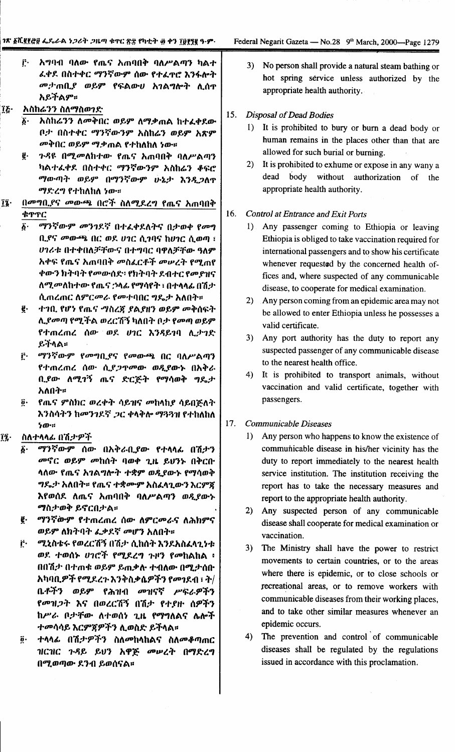፫· አግባብ ባለው የጤና አጠባበቅ ባለሥልጣን ካልተ ፈቀደ በስተቀር ማንኛውም ሰው የተፈጥሮ እንፋሎት መታጠቢያ ወይም የፍልውሀ አገልግሎት ሊሰጥ አይችልም።

፲፭· አስከሬንን ስለማስወገድ

፩· አስከሬንን ለመቅበር ወይም ለማቃጠል ከተፈቀደው ቦታ በስተቀር ማንኛውንም አስከሬን ወይም አጽም መቅበር ወይም ማቃጠል የተከለከለ ነው።

፪· ጉዳዩ በሚመለከተው የጤና አጠባበቅ ባለሥልጣን ካልተፈቀደ በስተቀር ማንኛውንም አስከሬን ቆፍሮ ማውጣት ወይም በማንኛውም ሁኔታ እንዲጋለጥ ማድረግ የተከለከለ ነው።

፲፮· በመግቢያና መውጫ በሮች ስለሚደረግ የጤና አጠባበቅ ቁጥጥር

፩· ማንኛውም መንገደኛ በተፈቀደለትና በታወቀ የመግቢያና መውጫ በር ወደ ሀገር ሲገባና ከሀገር ሲወጣ ፣ ሀገሪቱ በተቀበለቻቸውና በተግባር ባዋለቻቸው ዓለም አቀፍ የጤና አጠባበቅ መስፈርቶች መሠረት የሚጠየቀውን ክትባት የመውሰድ፣ የክትባት ደብተር የመያዝና ለሚመለከተው የጤና ኃላፊ የማሳየት ፣ በተላላፊ በሽታ ሲጠረጠር ለምርመራ የመተባበር ግዴታ አለበት።

፪· ተገቢ የሆነ የጤና ማስረጃ ያልያዘን ወይም መቅሰፍት ሊያመጣ የሚችል ወረርሽኝ ካለበት ቦታ የመጣ ወይም የተጠረጠረ ሰው ወደ ሀገር እንዳይገባ ሊታገድ ይችላል።

፫· ማንኛውም የመግቢያና የመውጫ በር ባለሥልጣን የተጠረጠረ ሰው ሲያጋጥመው ወዲያውኑ በአቅራቢያው ለሚገኝ ጤና ድርጅት የማሳወቅ ግዴታ አለበት።

፬· የጤና ምስክር ወረቀት ሳይዝና መከላከያ ሳይበጅለት እንስሳትን ከመንገደኛ ጋር ቀላቅሎ ማጓጓዝ የተከለከለ ነው።

፲፯· ስለተላላፊ በሽታዎች

፩· ማንኛውም ሰው በአቅራቢያው የተላላፊ በሽታን መኖር ወይም መከሰት ባወቀ ጊዜ ይህንኑ በቅርቡ ላለው የጤና አገልግሎት ተቋም ወዲያውኑ የማሳወቅ ግዴታ አለበት። የጤና ተቋሙም አስፈላጊውን እርምጃ እየወሰደ ለጤና አጠባበቅ ባለሥልጣን ወዲያውኑ ማስታወቅ ይኖርበታል።

፪· ማንኛውም የተጠረጠረ ሰው ለምርመራና ለሕክምና ወይም ለክትባት ፈቃደኛ መሆን አለበት።

፫· ሚኒስቴሩ የወረርሽኝ በሽታ ሲከሰት እንደአስፈላጊነቱ ወደ ተወሰኑ ሀገሮች የሚደረግ ጉዞን የመከልከል ፣ በበሽታ በተጠቁ ወይም ይጠቃሉ ተብለው በሚታሰቡ አካባቢዎች የሚደረጉ እንቅስቃሴዎችን የመገደብ ፣ ት/ቤቶችን ወይም የሕዝብ መዝናኛ ሥፍራዎችን የመዝጋት እና በወረርሽኝ በሽታ የተያዙ ሰዎችን ከሥራ ቦታቸው ለተወሰነ ጊዜ የማግለልና ሌሎች ተመሳሳይ እርምጃዎችን ሊወስድ ይችላል።

፬· ተላላፊ በሽታዎችን ስለመከላከልና ስለመቆጣጠር ዝርዝር ጉዳይ ይህን አዋጅ መሠረት በማድረግ በሚወጣው ደንብ ይወሰናል።

3) No person shall provide a natural steam bathing or hot spring service unless authorized by the appropriate health authority.

15. *Disposal of Dead Bodies*

1) It is prohibited to bury or burn a dead body or human remains in the places other than that are allowed for such burial or burning.

2) It is prohibited to exhume or expose in any wany a dead body without authorization of the appropriate health authority.

16. *Control at Entrance and Exit Ports*

1) Any passenger coming to Ethiopia or leaving Ethiopia is obliged to take vaccination required for international passengers and to show his certificate whenever requested by the concerned health offices and, where suspected of any communicable disease, to cooperate for medical examination.

2) Any person coming from an epidemic area may not be allowed to enter Ethiopia unless he possesses a valid certificate.

3) Any port authority has the duty to report any suspected passenger of any communicable disease to the nearest health office.

4) It is prohibited to transport animals, without vaccination and valid certificate, together with passengers.

17. *Communicable Diseases*

1) Any person who happens to know the existence of communicable disease in his/her vicinity has the duty to report immediately to the nearest health service institution. The institution receiving the report has to take the necessary measures and report to the appropriate health authority.

2) Any suspected person of any communicable disease shall cooperate for medical examination or vaccination.

3) The Ministry shall have the power to restrict movements to certain countries, or to the areas where there is epidemic, or to close schools or recreational areas, or to remove workers with communicable diseases from their working places, and to take other similar measures whenever an epidemic occurs.

4) The prevention and control of communicable diseases shall be regulated by the regulations issued in accordance with this proclamation.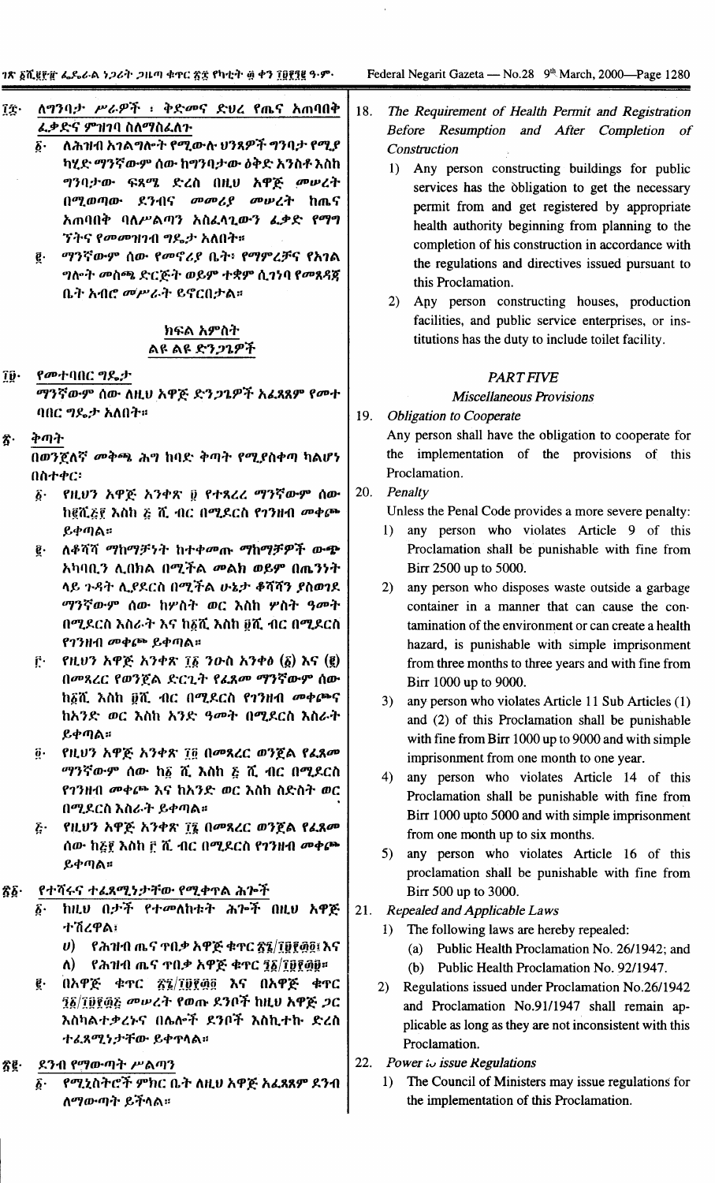፲፰· ለግንባታ ሥራዎች ፡ ቅድመና ድህረ የጤና አጠባበቅ ፈቃድና ምዝገባ ስለማስፈለጉ

፩· ለሕዝብ አገልግሎት የሚውሉ ህንጻዎች ግንባታ የሚያካሂድ ማንኛውም ሰው ከግንባታው ዕቅድ አንስቶ እስከ ግንባታው ፍጻሜ ድረስ በዚህ አዋጅ መሠረት በሚወጣው ደንብና መመሪያ መሠረት ከጤና አጠባበቅ ባለሥልጣን አስፈላጊውን ፈቃድ የማግኘትና የመመዝገብ ግዴታ አለበት።

፪· ማንኛውም ሰው የመኖሪያ ቤት፣ የማምረቻና የአገልግሎት መስጫ ድርጅት ወይም ተቋም ሲገነባ የመጸዳጃ ቤት አብሮ መሥራት ይኖርበታል።

## ክፍል አምስት
## ልዩ ልዩ ድንጋጌዎች

፲፱· የመተባበር ግዴታ

ማንኛውም ሰው ለዚህ አዋጅ ድንጋጌዎች አፈጻጸም የመተባበር ግዴታ አለበት።

፳· ቅጣት

በወንጀለኛ መቅጫ ሕግ ከባድ ቅጣት የሚያስቀጣ ካልሆነ በስተቀር፡

፩· የዚህን አዋጅ አንቀጽ ፱ የተጻረረ ማንኛውም ሰው ከ፪ሺ፭፻ እስከ ፭ ሺ ብር በሚደርስ የገንዘብ መቀጮ ይቀጣል።

፪· ለቆሻሻ ማከማቻነት ከተቀመጡ ማከማቻዎች ውጭ አካባቢን ሊበክል በሚችል መልክ ወይም በጤንነት ላይ ጉዳት ሊያደርስ በሚችል ሁኔታ ቆሻሻን ያስወገደ ማንኛውም ሰው ከሦስት ወር እስከ ሦስት ዓመት በሚደርስ እስራት እና ከ፩ሺ እስከ ፱ሺ ብር በሚደርስ የገንዘብ መቀጮ ይቀጣል።

፫· የዚህን አዋጅ አንቀጽ ፲፩ ንዑስ አንቀፅ (፩) እና (፪) በመጻረር የወንጀል ድርጊት የፈጸመ ማንኛውም ሰው ከ፩ሺ እስከ ፱ሺ ብር በሚደርስ የገንዘብ መቀጮና ከአንድ ወር እስከ አንድ ዓመት በሚደርስ እስራት ይቀጣል።

፬· የዚህን አዋጅ አንቀጽ ፲፬ በመጻረር ወንጀል የፈጸመ ማንኛውም ሰው ከ፩ ሺ እስከ ፭ ሺ ብር በሚደርስ የገንዘብ መቀጮ እና ከአንድ ወር እስከ ስድስት ወር በሚደርስ እስራት ይቀጣል።

፭· የዚህን አዋጅ አንቀጽ ፲፮ በመጻረር ወንጀል የፈጸመ ሰው ከ፭፻ እስከ ፫ ሺ ብር በሚደርስ የገንዘብ መቀጮ ይቀጣል።

፳፩· የተሻሩና ተፈጻሚነታቸው የሚቀጥል ሕጎች

፩· ከዚህ በታች የተመለከቱት ሕጎች በዚህ አዋጅ ተሽረዋል፤

ሀ) የሕዝብ ጤና ጥበቃ አዋጅ ቁጥር ፳፮/፲፱፻፴፬፤ እና

ለ) የሕዝብ ጤና ጥበቃ አዋጅ ቁጥር ፺፩/፲፱፻፴፱።

፪· በአዋጅ ቁጥር ፳፮/፲፱፻፴፬ እና በአዋጅ ቁጥር ፺፩/፲፱፻፴፱ መሠረት የወጡ ደንቦች ከዚህ አዋጅ ጋር እስካልተቃረኑና በሌሎች ደንቦች እስኪተኩ ድረስ ተፈጻሚነታቸው ይቀጥላል።

፳፪· ደንብ የማውጣት ሥልጣን

፩· የሚኒስትሮች ምክር ቤት ለዚህ አዋጅ አፈጻጸም ደንብ ለማውጣት ይችላል።

18. *The Requirement of Health Permit and Registration Before Resumption and After Completion of Construction*

1) Any person constructing buildings for public services has the obligation to get the necessary permit from and get registered by appropriate health authority beginning from planning to the completion of his construction in accordance with the regulations and directives issued pursuant to this Proclamation.

2) Any person constructing houses, production facilities, and public service enterprises, or institutions has the duty to include toilet facility.

## *PART FIVE*
## *Miscellaneous Provisions*

19. *Obligation to Cooperate*

Any person shall have the obligation to cooperate for the implementation of the provisions of this Proclamation.

20. *Penalty*

Unless the Penal Code provides a more severe penalty:

1) any person who violates Article 9 of this Proclamation shall be punishable with fine from Birr 2500 up to 5000.

2) any person who disposes waste outside a garbage container in a manner that can cause the contamination of the environment or can create a health hazard, is punishable with simple imprisonment from three months to three years and with fine from Birr 1000 up to 9000.

3) any person who violates Article 11 Sub Articles (1) and (2) of this Proclamation shall be punishable with fine from Birr 1000 up to 9000 and with simple imprisonment from one month to one year.

4) any person who violates Article 14 of this Proclamation shall be punishable with fine from Birr 1000 upto 5000 and with simple imprisonment from one month up to six months.

5) any person who violates Article 16 of this proclamation shall be punishable with fine from Birr 500 up to 3000.

21. *Repealed and Applicable Laws*

1) The following laws are hereby repealed:
   (a) Public Health Proclamation No. 26/1942; and
   (b) Public Health Proclamation No. 92/1947.

2) Regulations issued under Proclamation No.26/1942 and Proclamation No.91/1947 shall remain applicable as long as they are not inconsistent with this Proclamation.

22. *Power to issue Regulations*

1) The Council of Ministers may issue regulations for the implementation of this Proclamation.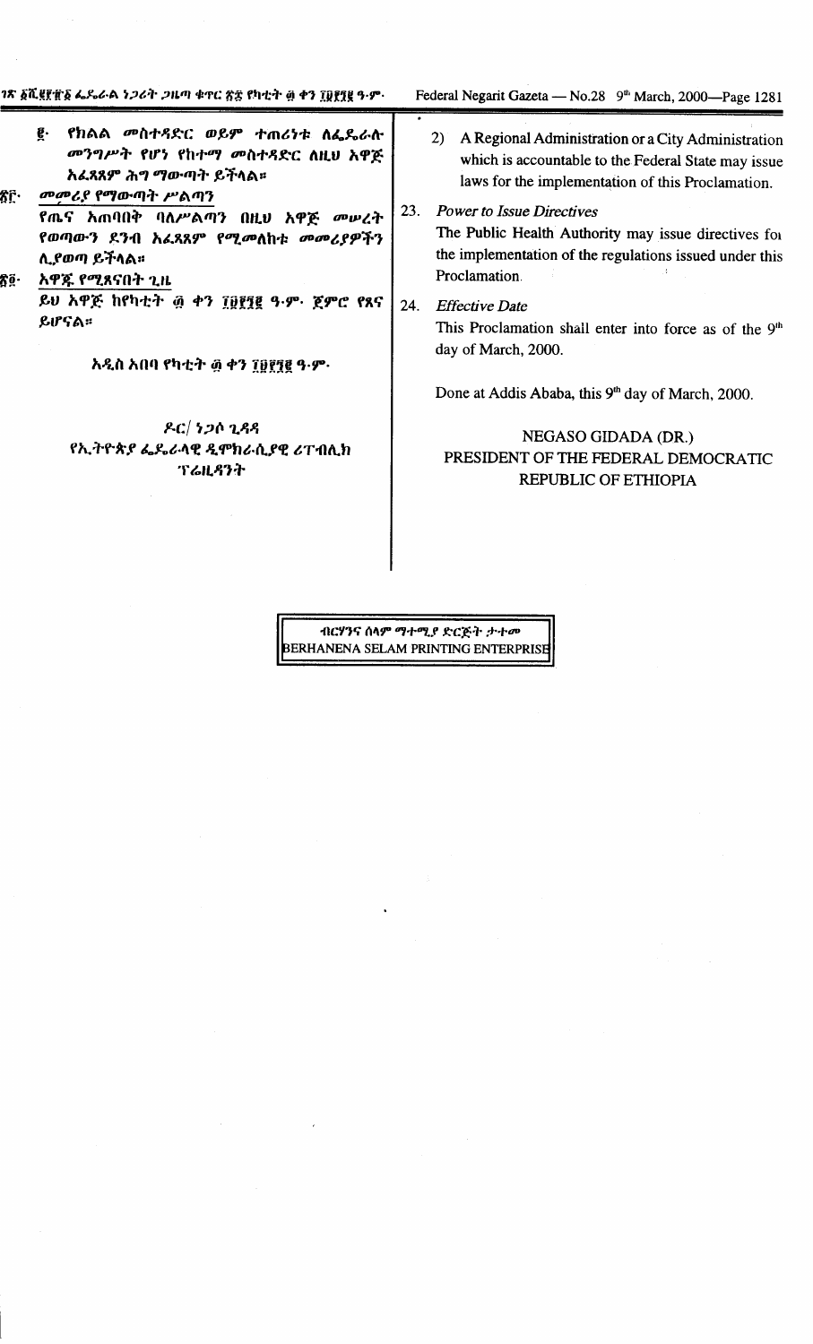፪· የክልል መስተዳድር ወይም ተጠሪነቱ ለፌዴራሉ መንግሥት የሆነ የከተማ መስተዳድር ለዚህ አዋጅ አፈጻጸም ሕግ ማውጣት ይችላል።

፳፫· **መመሪያ የማውጣት ሥልጣን**

የጤና አጠባበቅ ባለሥልጣን በዚህ አዋጅ መሠረት የወጣውን ደንብ አፈጻጸም የሚመለከቱ መመሪያዎችን ሊያወጣ ይችላል።

፳፬· **አዋጁ የሚጸናበት ጊዜ**

ይህ አዋጅ ከየካቲት ፴ ቀን ፲፱፻፺፪ ዓ·ም· ጀምሮ የጸና ይሆናል።

አዲስ አበባ የካቲት ፴ ቀን ፲፱፻፺፪ ዓ·ም·

ዶር/ ነጋሶ ጊዳዳ
የኢትዮጵያ ፌዴራላዊ ዲሞክራሲያዊ ሪፐብሊክ ፕሬዚዳንት

2) A Regional Administration or a City Administration which is accountable to the Federal State may issue laws for the implementation of this Proclamation.

23. *Power to Issue Directives*

The Public Health Authority may issue directives for the implementation of the regulations issued under this Proclamation.

24. *Effective Date*

This Proclamation shall enter into force as of the 9th day of March, 2000.

Done at Addis Ababa, this 9th day of March, 2000.

NEGASO GIDADA (DR.)
PRESIDENT OF THE FEDERAL DEMOCRATIC REPUBLIC OF ETHIOPIA

ብርሃንና ሰላም ማተሚያ ድርጅት ታተመ
BERHANENA SELAM PRINTING ENTERPRISE